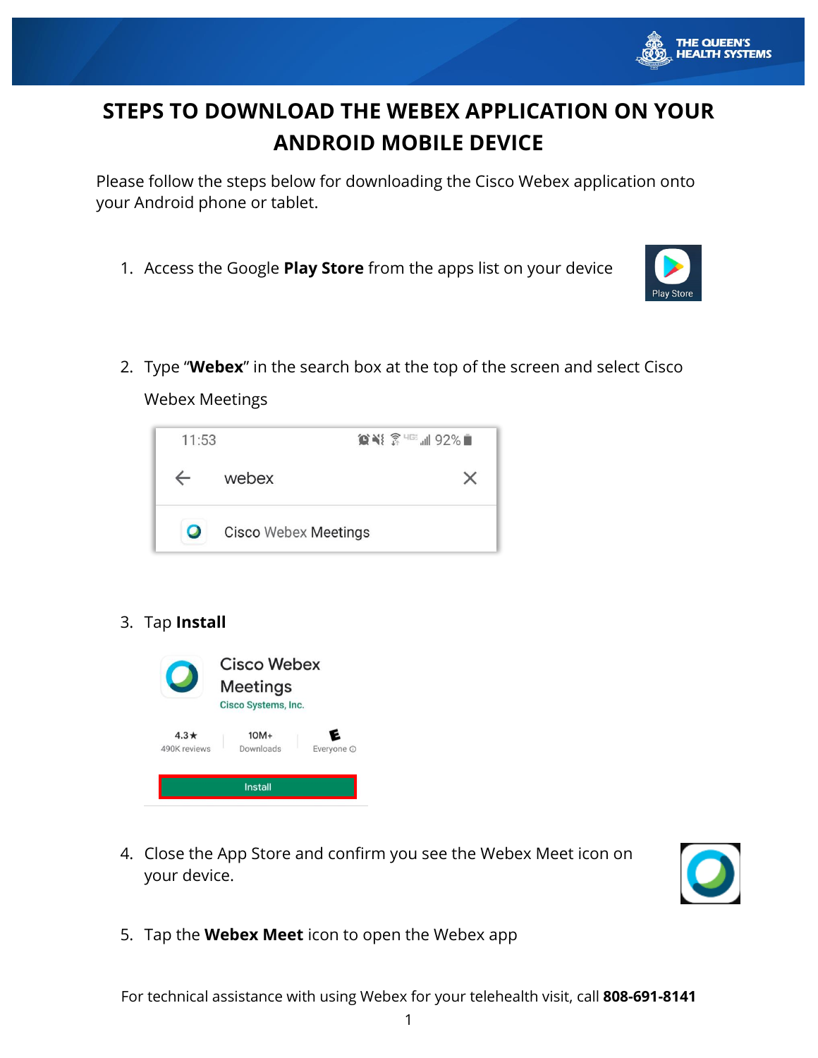# STEPS TO DOWNLOAD THE WEBEX APPLICATION ON YOUR ANDROID MOBILE DEVICE

Please follow the steps below for downloading the Cisco Webex application onto your Android phone or tablet.

1. Access the Google **Play Store** from the apps list on your device

2. Type "**Webex**" in the search box at the top of the screen and select Cisco Webex Meetings

3. Tap **Install**

4. Close the App Store and confirm you see the Webex Meet icon on your device.

5. Tap the **Webex Meet** icon to open the Webex app

For technical assistance with using Webex for your telehealth visit, call **808-691-8141**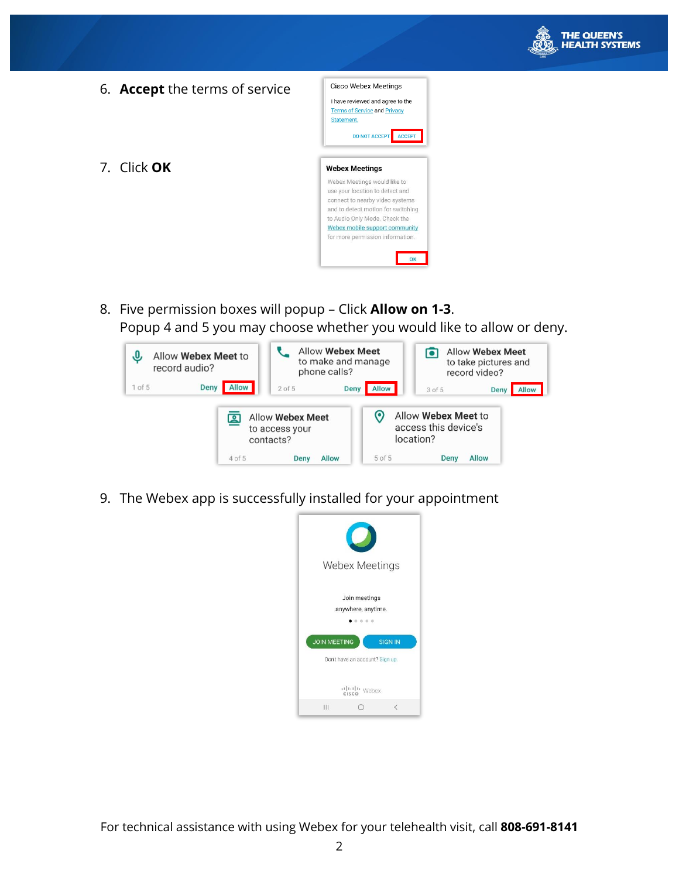6. **Accept** the terms of service

Cisco Webex Meetings

I have reviewed and agree to the Terms of Service and Privacy Statement.

DO NOT ACCEPT ACCEPT

7. Click **OK**

Webex Meetings

Webex Meetings would like to use your location to detect and connect to nearby video systems and to detect motion for switching to Audio Only Mode. Check the Webex mobile support community for more permission information.

OK

8. Five permission boxes will popup – Click **Allow on 1-3**.
   Popup 4 and 5 you may choose whether you would like to allow or deny.

Allow **Webex Meet** to record audio?
1 of 5 Deny Allow

Allow **Webex Meet** to make and manage phone calls?
2 of 5 Deny Allow

Allow **Webex Meet** to take pictures and record video?
3 of 5 Deny Allow

Allow **Webex Meet** to access your contacts?
4 of 5 Deny Allow

Allow **Webex Meet** to access this device's location?
5 of 5 Deny Allow

9. The Webex app is successfully installed for your appointment

Webex Meetings

Join meetings anywhere, anytime.

JOIN MEETING SIGN IN

Don't have an account? Sign up.

cisco Webex

For technical assistance with using Webex for your telehealth visit, call **808-691-8141**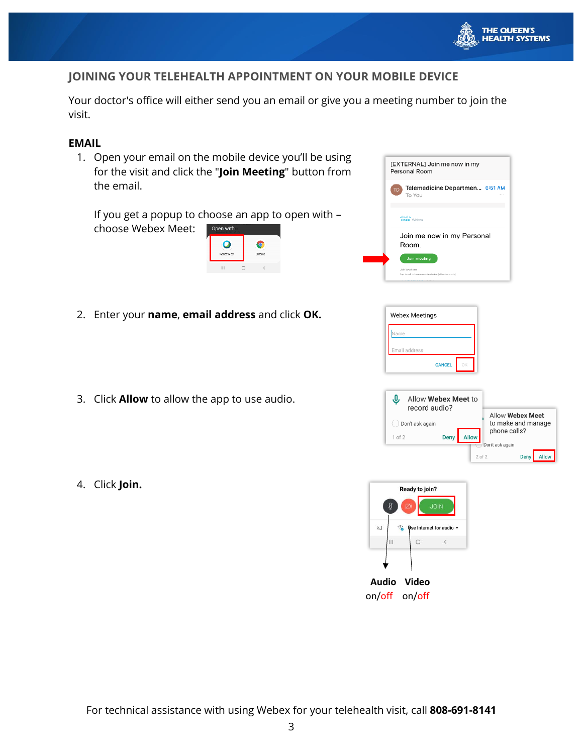## JOINING YOUR TELEHEALTH APPOINTMENT ON YOUR MOBILE DEVICE

Your doctor's office will either send you an email or give you a meeting number to join the visit.

### EMAIL

1. Open your email on the mobile device you'll be using for the visit and click the "**Join Meeting**" button from the email.

   If you get a popup to choose an app to open with – choose Webex Meet:

2. Enter your **name**, **email address** and click **OK.**

3. Click **Allow** to allow the app to use audio.

4. Click **Join.**

**Audio** on/off

**Video** on/off

For technical assistance with using Webex for your telehealth visit, call **808-691-8141**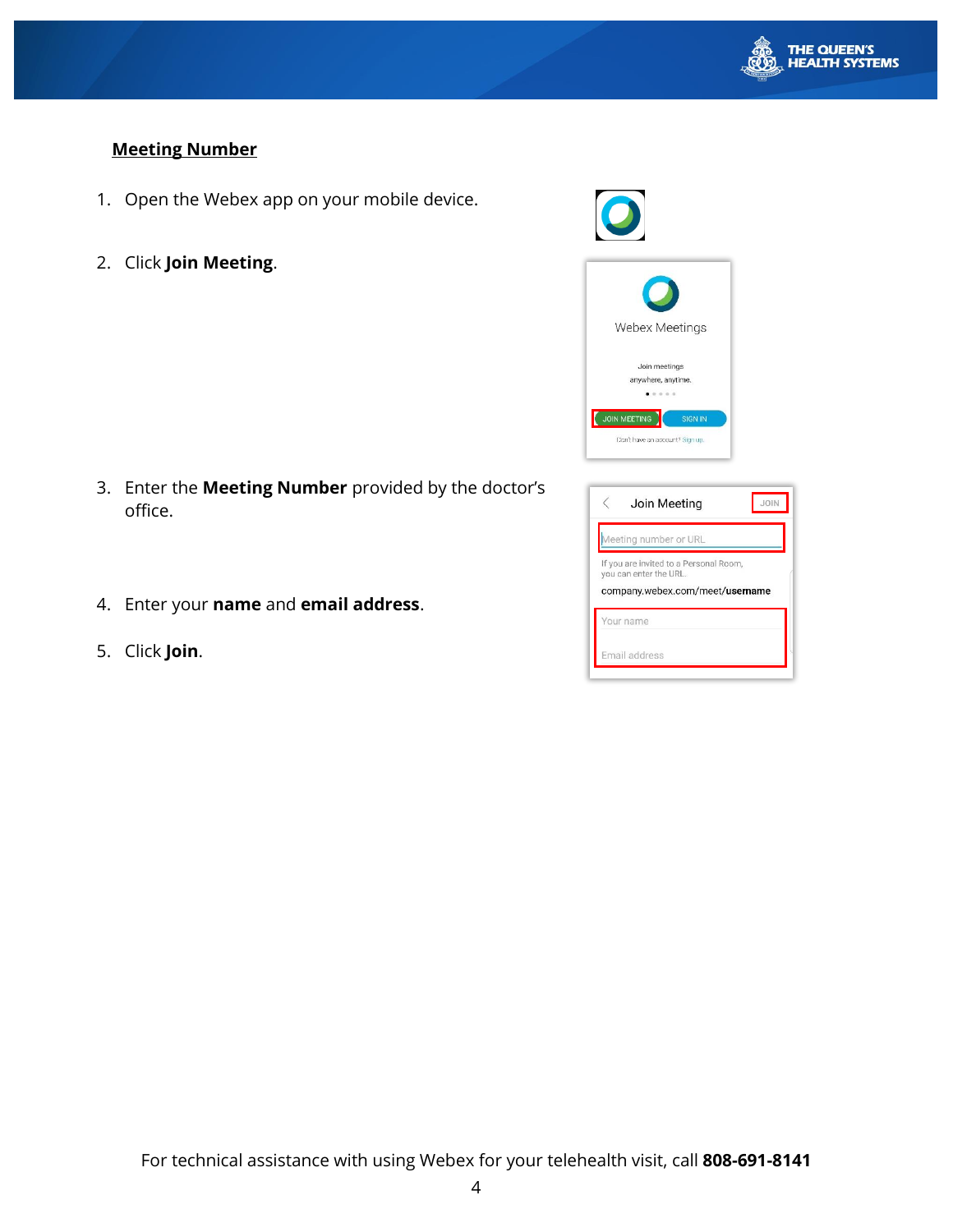**Meeting Number**

1. Open the Webex app on your mobile device.
2. Click **Join Meeting**.
3. Enter the **Meeting Number** provided by the doctor's office.
4. Enter your **name** and **email address**.
5. Click **Join**.

For technical assistance with using Webex for your telehealth visit, call **808-691-8141**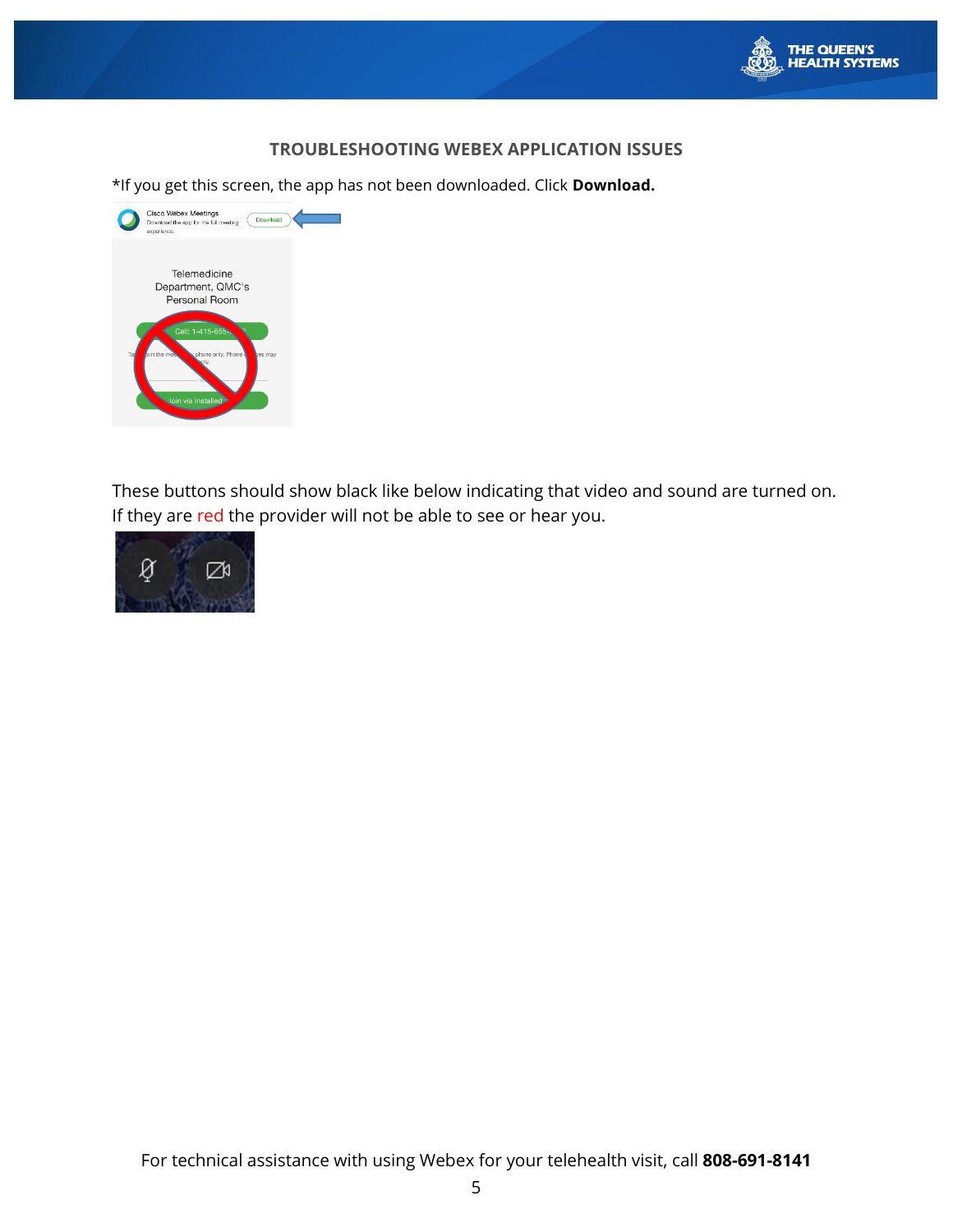## TROUBLESHOOTING WEBEX APPLICATION ISSUES

*If you get this screen, the app has not been downloaded. Click **Download.**

These buttons should show black like below indicating that video and sound are turned on. If they are red the provider will not be able to see or hear you.

For technical assistance with using Webex for your telehealth visit, call **808-691-8141**